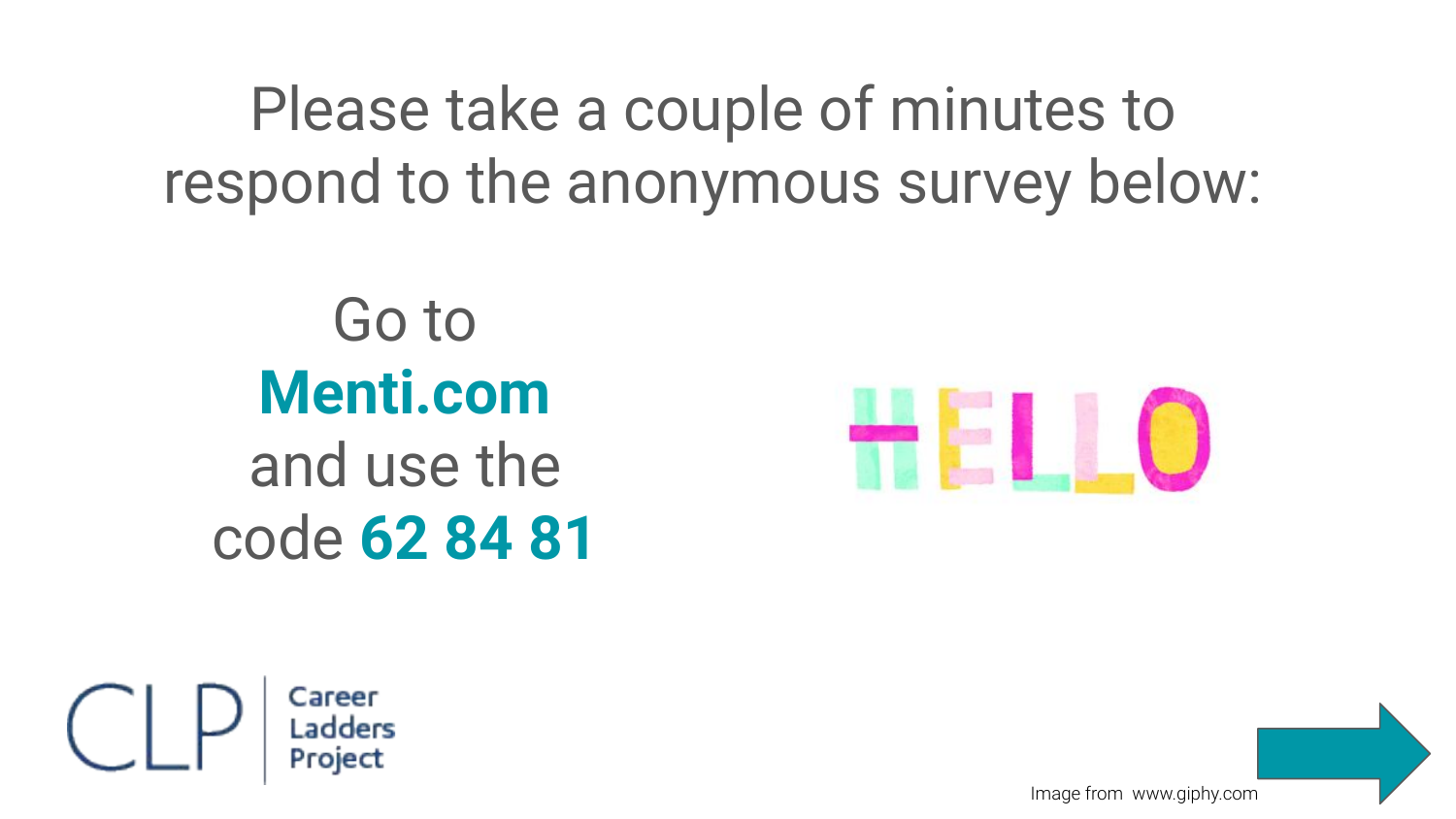Please take a couple of minutes to respond to the anonymous survey below:

Go to **Menti.com** and use the code **62 84 81**

HELLO

CLP | Career Ladders Project

Image from www.giphy.com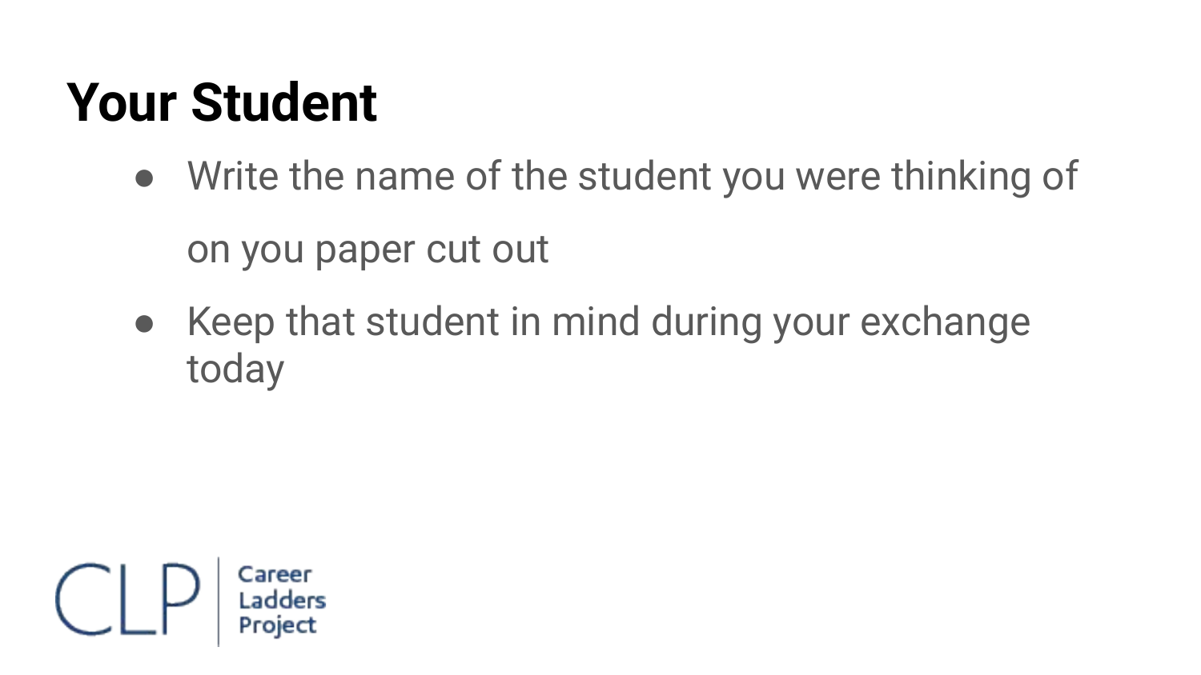# Your Student

- Write the name of the student you were thinking of on you paper cut out
- Keep that student in mind during your exchange today

CLP | Career Ladders Project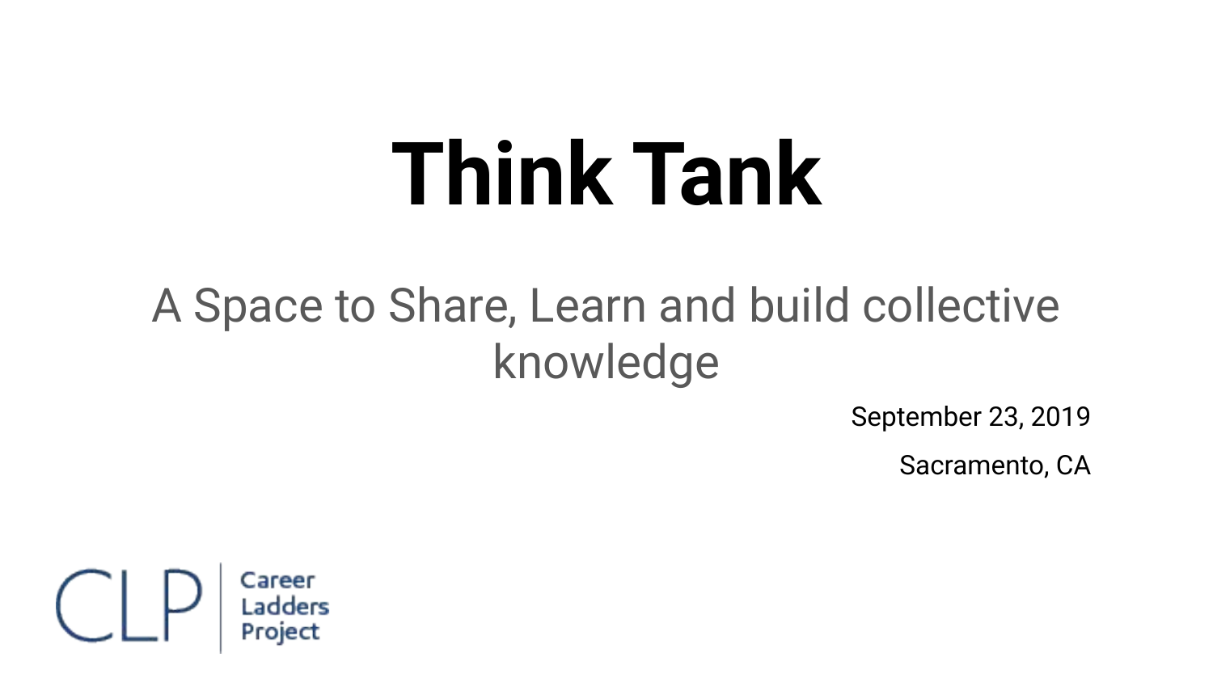# Think Tank

A Space to Share, Learn and build collective knowledge

September 23, 2019

Sacramento, CA

CLP | Career Ladders Project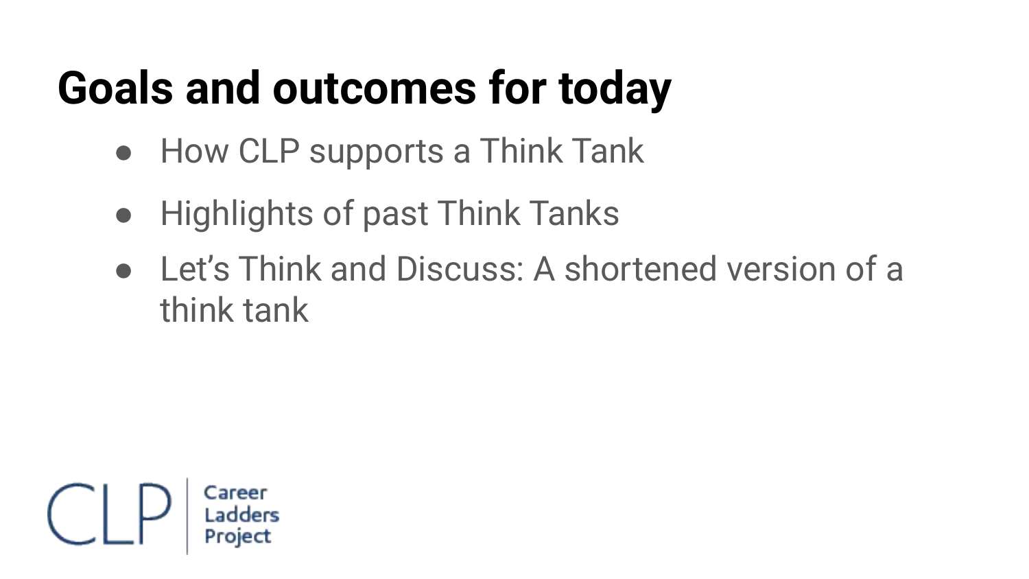# Goals and outcomes for today

- How CLP supports a Think Tank
- Highlights of past Think Tanks
- Let's Think and Discuss: A shortened version of a think tank

CLP | Career Ladders Project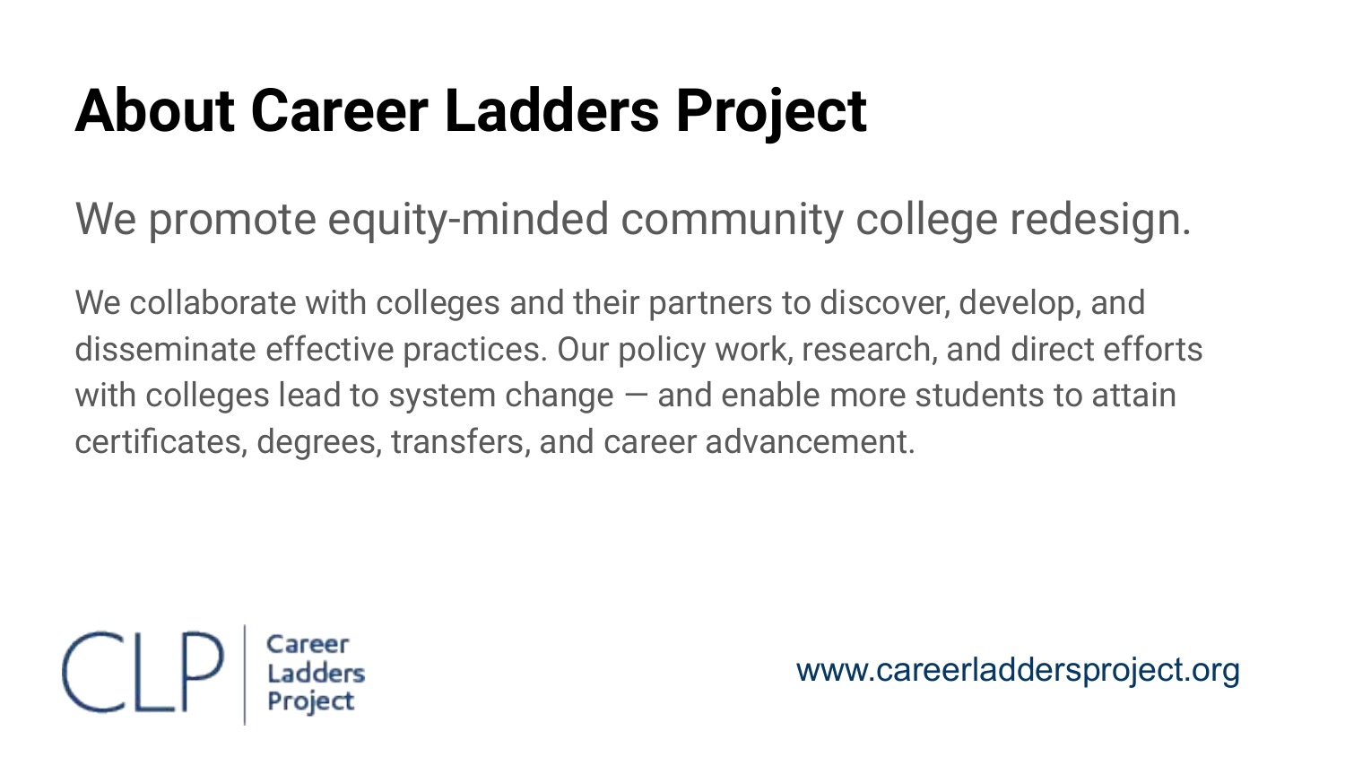# About Career Ladders Project

## We promote equity-minded community college redesign.

We collaborate with colleges and their partners to discover, develop, and disseminate effective practices. Our policy work, research, and direct efforts with colleges lead to system change — and enable more students to attain certificates, degrees, transfers, and career advancement.

CLP | Career Ladders Project

www.careerladdersproject.org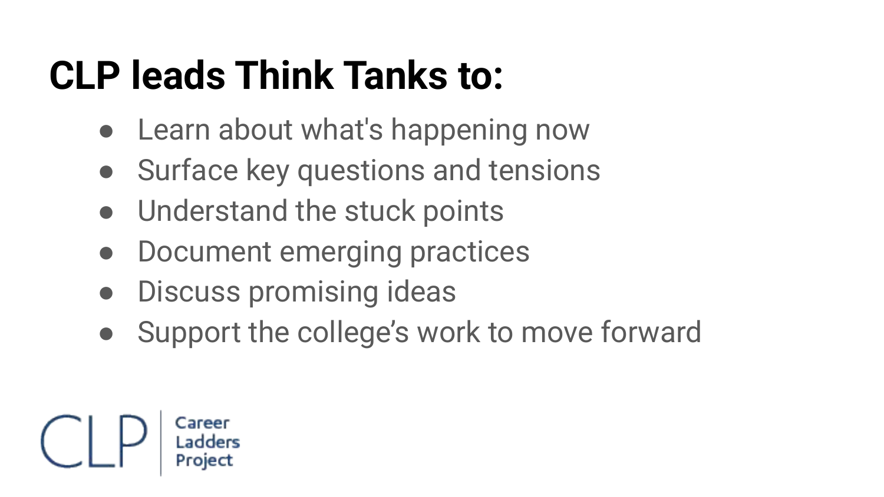# CLP leads Think Tanks to:

- Learn about what's happening now
- Surface key questions and tensions
- Understand the stuck points
- Document emerging practices
- Discuss promising ideas
- Support the college's work to move forward

CLP | Career Ladders Project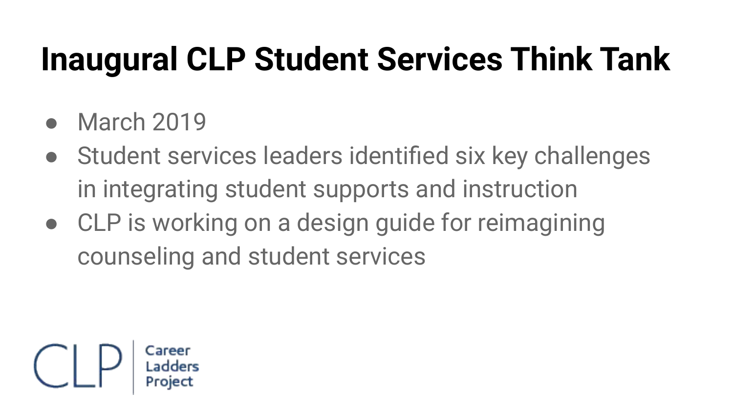# Inaugural CLP Student Services Think Tank

- March 2019
- Student services leaders identified six key challenges in integrating student supports and instruction
- CLP is working on a design guide for reimagining counseling and student services

CLP | Career Ladders Project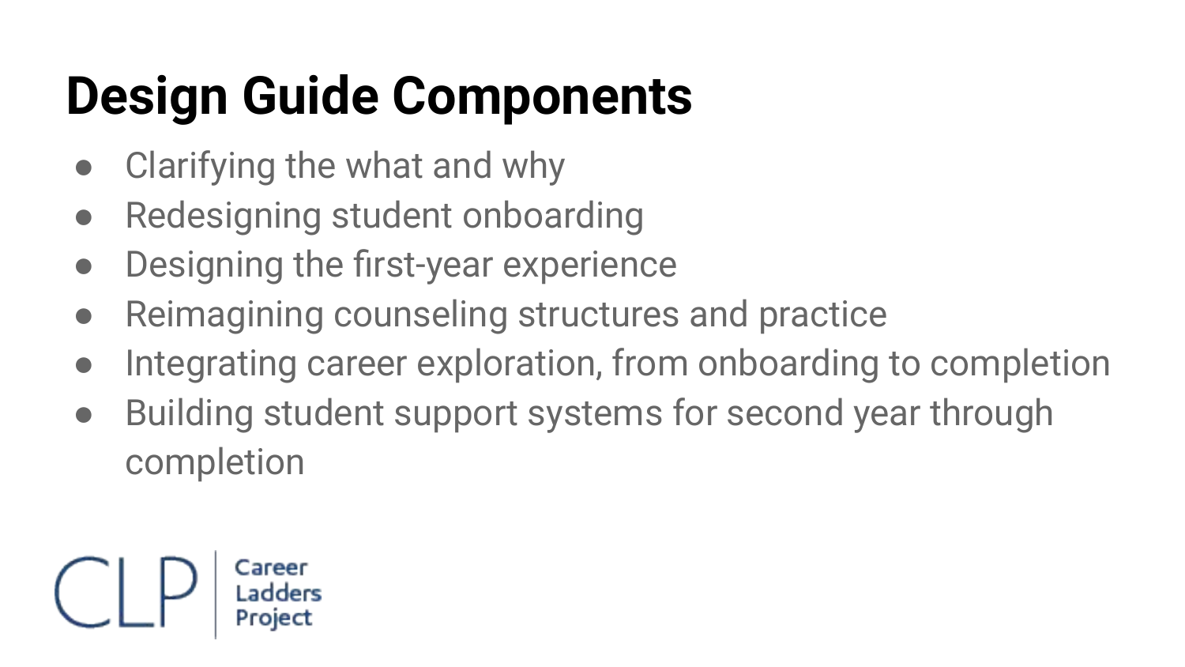# Design Guide Components

- Clarifying the what and why
- Redesigning student onboarding
- Designing the first-year experience
- Reimagining counseling structures and practice
- Integrating career exploration, from onboarding to completion
- Building student support systems for second year through completion

CLP | Career Ladders Project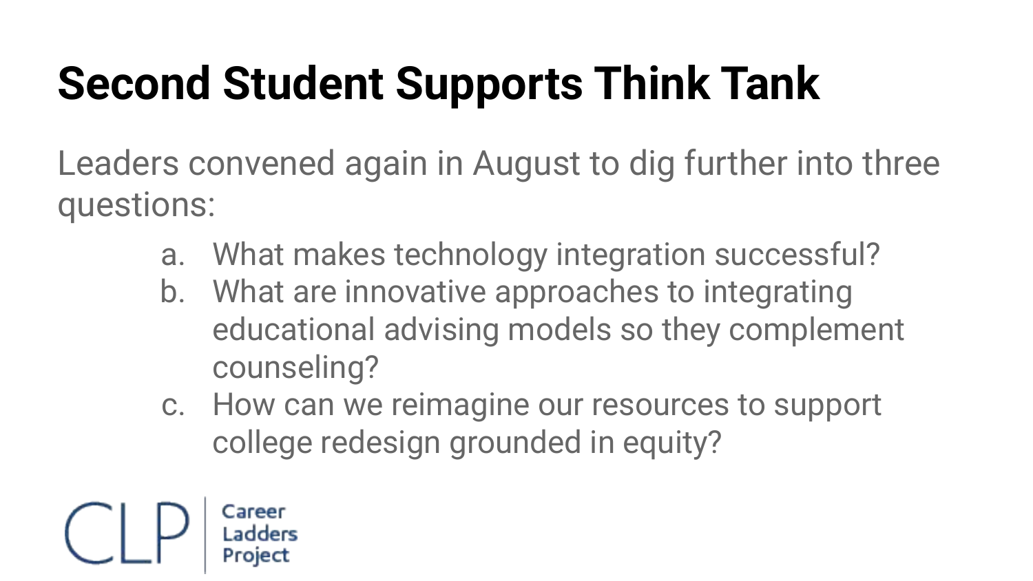# Second Student Supports Think Tank

Leaders convened again in August to dig further into three questions:

a. What makes technology integration successful?
b. What are innovative approaches to integrating educational advising models so they complement counseling?
c. How can we reimagine our resources to support college redesign grounded in equity?

CLP | Career Ladders Project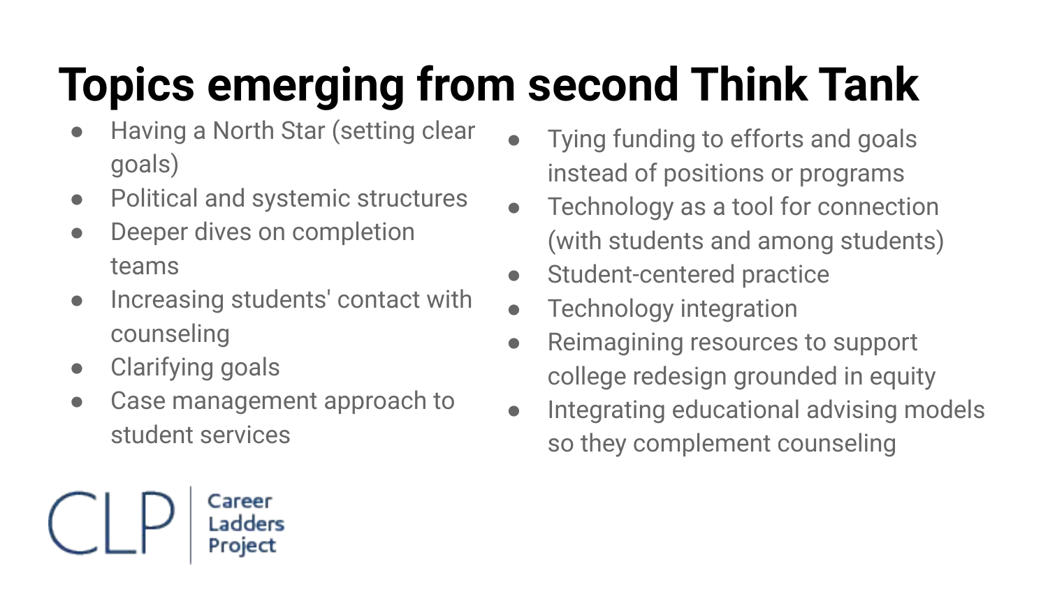# Topics emerging from second Think Tank

- Having a North Star (setting clear goals)
- Political and systemic structures
- Deeper dives on completion teams
- Increasing students' contact with counseling
- Clarifying goals
- Case management approach to student services
- Tying funding to efforts and goals instead of positions or programs
- Technology as a tool for connection (with students and among students)
- Student-centered practice
- Technology integration
- Reimagining resources to support college redesign grounded in equity
- Integrating educational advising models so they complement counseling

CLP | Career Ladders Project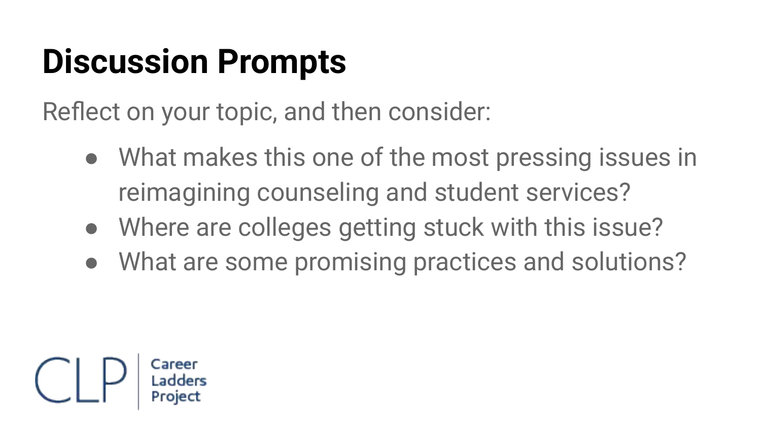# Discussion Prompts

Reflect on your topic, and then consider:

- What makes this one of the most pressing issues in reimagining counseling and student services?
- Where are colleges getting stuck with this issue?
- What are some promising practices and solutions?

CLP | Career Ladders Project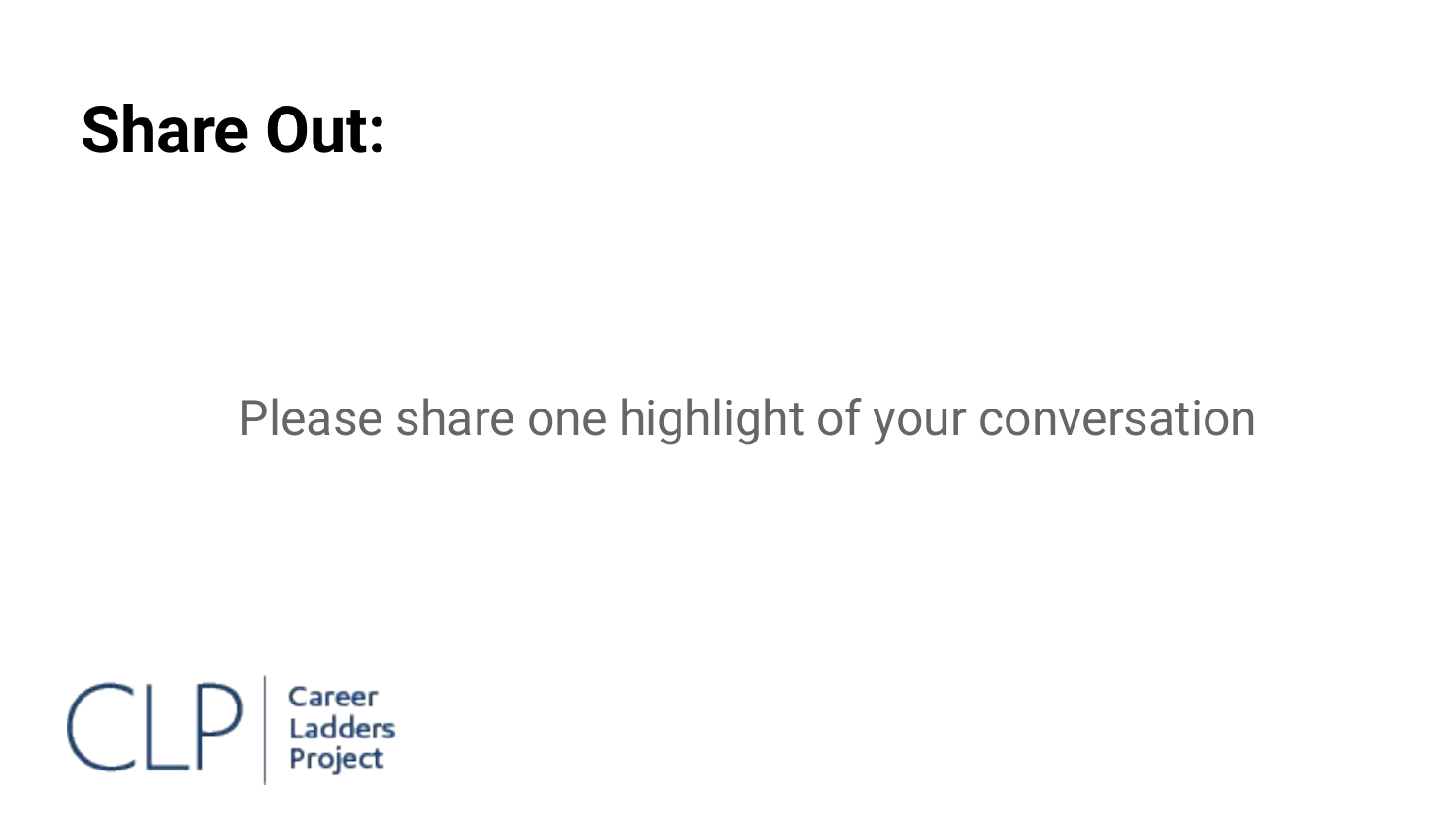# Share Out:

Please share one highlight of your conversation

CLP | Career Ladders Project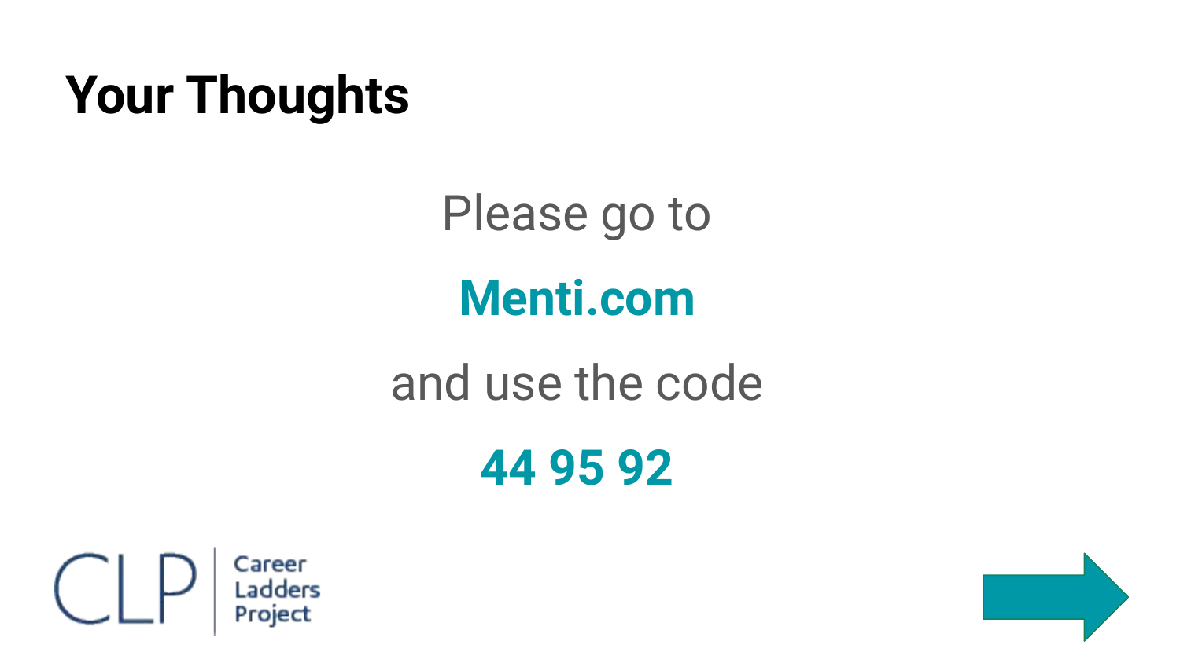# Your Thoughts

Please go to

**Menti.com**

and use the code

**44 95 92**

CLP Career Ladders Project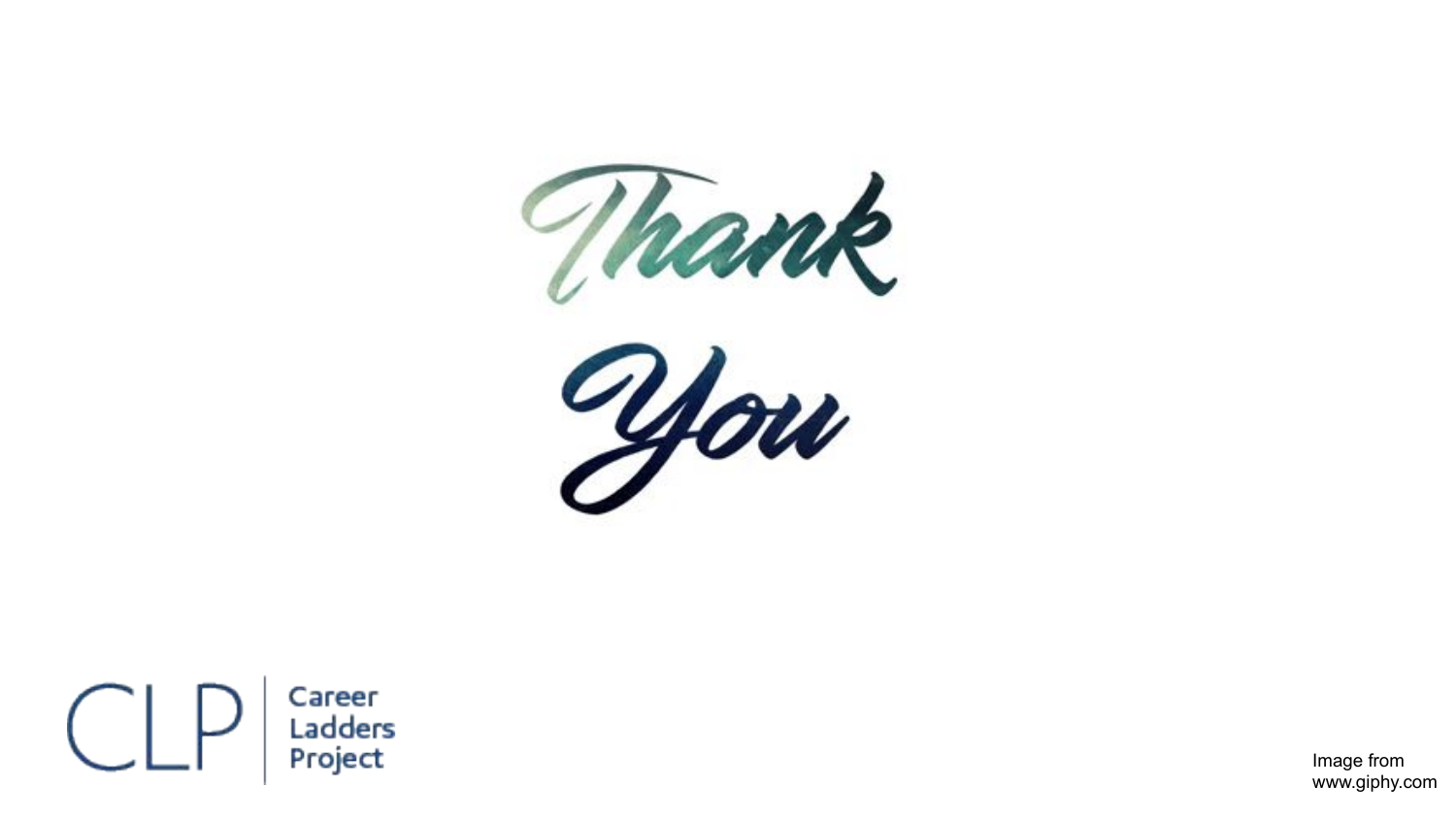# Thank You

CLP | Career Ladders Project

Image from www.giphy.com